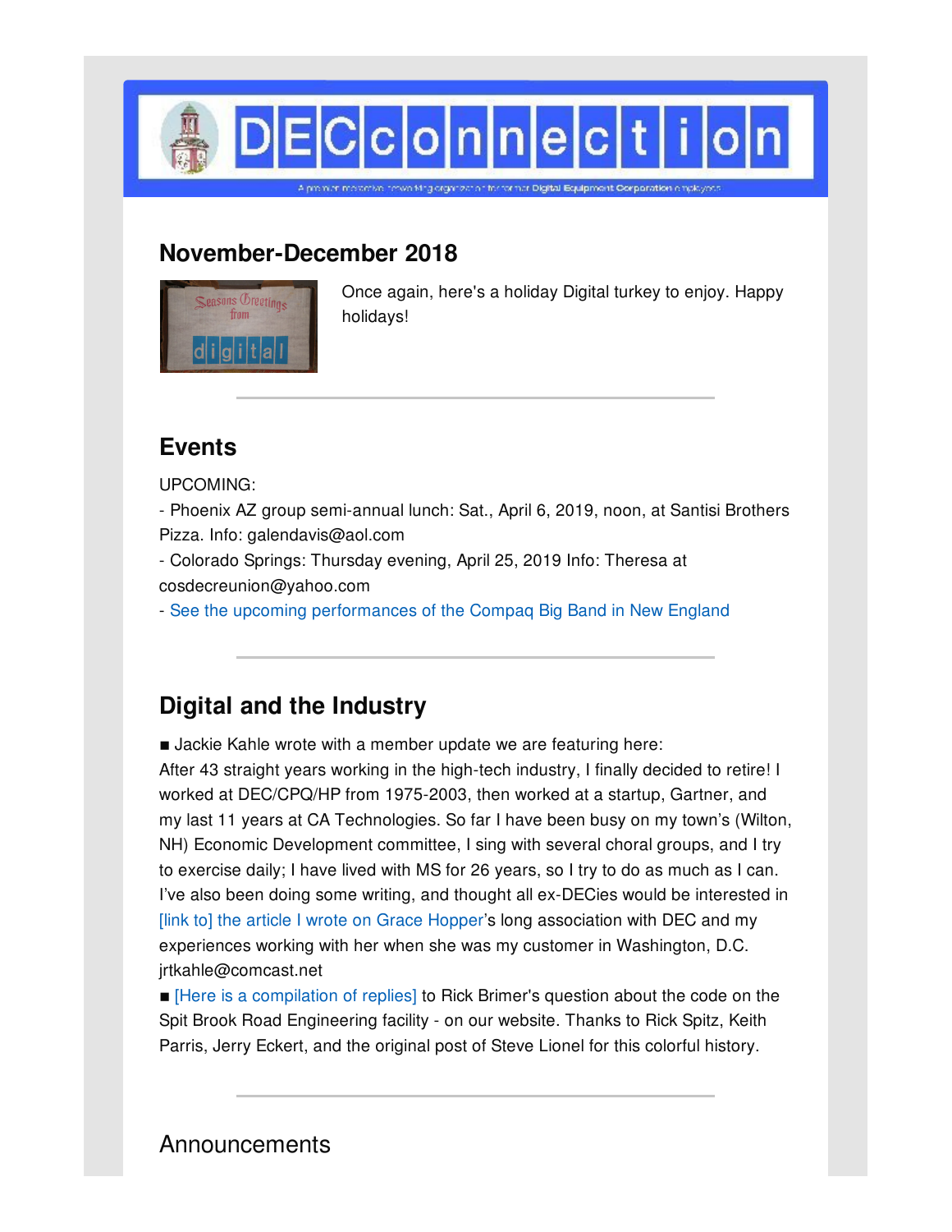# DECconnection

A premier networking organization for former Digital Equipment Corporation employees

## November-December 2018

Once again, here's a holiday Digital turkey to enjoy. Happy holidays!

---

## Events

UPCOMING:
- Phoenix AZ group semi-annual lunch: Sat., April 6, 2019, noon, at Santisi Brothers Pizza. Info: galendavis@aol.com
- Colorado Springs: Thursday evening, April 25, 2019 Info: Theresa at cosdecreunion@yahoo.com
- See the upcoming performances of the Compaq Big Band in New England

---

## Digital and the Industry

■ Jackie Kahle wrote with a member update we are featuring here:
After 43 straight years working in the high-tech industry, I finally decided to retire! I worked at DEC/CPQ/HP from 1975-2003, then worked at a startup, Gartner, and my last 11 years at CA Technologies. So far I have been busy on my town's (Wilton, NH) Economic Development committee, I sing with several choral groups, and I try to exercise daily; I have lived with MS for 26 years, so I try to do as much as I can. I've also been doing some writing, and thought all ex-DECies would be interested in [link to] the article I wrote on Grace Hopper's long association with DEC and my experiences working with her when she was my customer in Washington, D.C. jrtkahle@comcast.net

■ [Here is a compilation of replies] to Rick Brimer's question about the code on the Spit Brook Road Engineering facility - on our website. Thanks to Rick Spitz, Keith Parris, Jerry Eckert, and the original post of Steve Lionel for this colorful history.

---

## Announcements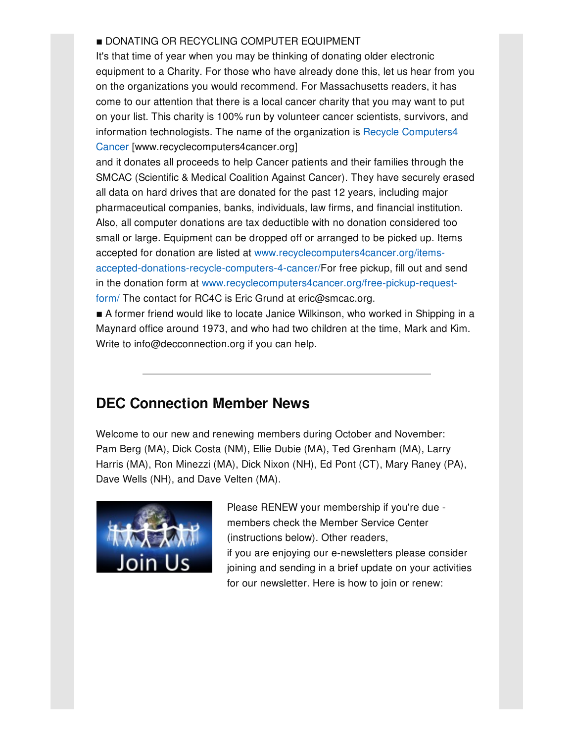■ DONATING OR RECYCLING COMPUTER EQUIPMENT

It's that time of year when you may be thinking of donating older electronic equipment to a Charity. For those who have already done this, let us hear from you on the organizations you would recommend. For Massachusetts readers, it has come to our attention that there is a local cancer charity that you may want to put on your list. This charity is 100% run by volunteer cancer scientists, survivors, and information technologists. The name of the organization is Recycle Computers4 Cancer [www.recyclecomputers4cancer.org]

and it donates all proceeds to help Cancer patients and their families through the SMCAC (Scientific & Medical Coalition Against Cancer). They have securely erased all data on hard drives that are donated for the past 12 years, including major pharmaceutical companies, banks, individuals, law firms, and financial institution. Also, all computer donations are tax deductible with no donation considered too small or large. Equipment can be dropped off or arranged to be picked up. Items accepted for donation are listed at www.recyclecomputers4cancer.org/items-accepted-donations-recycle-computers-4-cancer/For free pickup, fill out and send in the donation form at www.recyclecomputers4cancer.org/free-pickup-request-form/ The contact for RC4C is Eric Grund at eric@smcac.org.

■ A former friend would like to locate Janice Wilkinson, who worked in Shipping in a Maynard office around 1973, and who had two children at the time, Mark and Kim. Write to info@decconnection.org if you can help.

---

## DEC Connection Member News

Welcome to our new and renewing members during October and November: Pam Berg (MA), Dick Costa (NM), Ellie Dubie (MA), Ted Grenham (MA), Larry Harris (MA), Ron Minezzi (MA), Dick Nixon (NH), Ed Pont (CT), Mary Raney (PA), Dave Wells (NH), and Dave Velten (MA).

Join Us

Please RENEW your membership if you're due - members check the Member Service Center (instructions below). Other readers, if you are enjoying our e-newsletters please consider joining and sending in a brief update on your activities for our newsletter. Here is how to join or renew: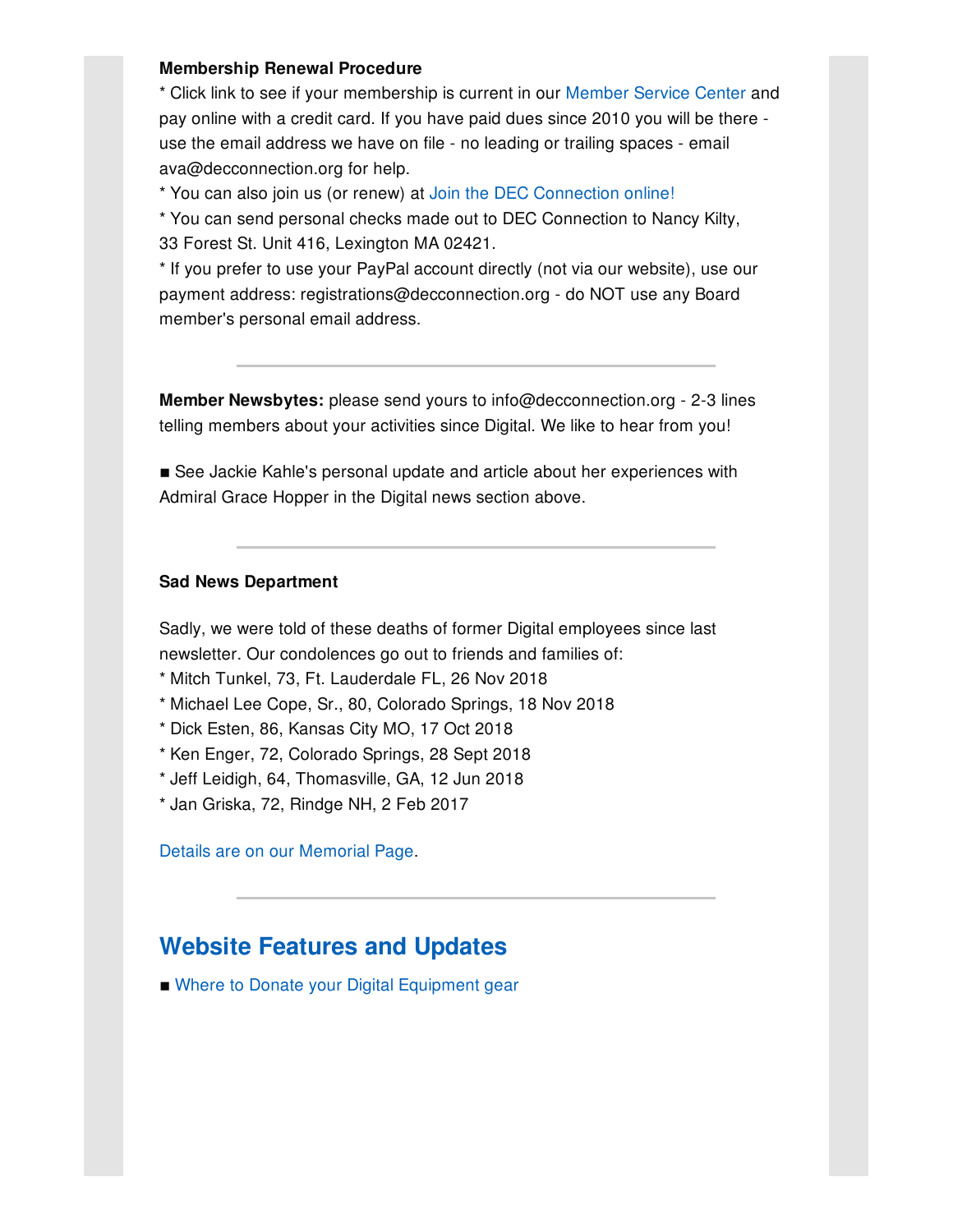**Membership Renewal Procedure**

* Click link to see if your membership is current in our Member Service Center and pay online with a credit card. If you have paid dues since 2010 you will be there - use the email address we have on file - no leading or trailing spaces - email ava@decconnection.org for help.
* You can also join us (or renew) at Join the DEC Connection online!
* You can send personal checks made out to DEC Connection to Nancy Kilty, 33 Forest St. Unit 416, Lexington MA 02421.
* If you prefer to use your PayPal account directly (not via our website), use our payment address: registrations@decconnection.org - do NOT use any Board member's personal email address.

---

**Member Newsbytes:** please send yours to info@decconnection.org - 2-3 lines telling members about your activities since Digital. We like to hear from you!

■ See Jackie Kahle's personal update and article about her experiences with Admiral Grace Hopper in the Digital news section above.

---

**Sad News Department**

Sadly, we were told of these deaths of former Digital employees since last newsletter. Our condolences go out to friends and families of:
* Mitch Tunkel, 73, Ft. Lauderdale FL, 26 Nov 2018
* Michael Lee Cope, Sr., 80, Colorado Springs, 18 Nov 2018
* Dick Esten, 86, Kansas City MO, 17 Oct 2018
* Ken Enger, 72, Colorado Springs, 28 Sept 2018
* Jeff Leidigh, 64, Thomasville, GA, 12 Jun 2018
* Jan Griska, 72, Rindge NH, 2 Feb 2017

Details are on our Memorial Page.

---

## Website Features and Updates

■ Where to Donate your Digital Equipment gear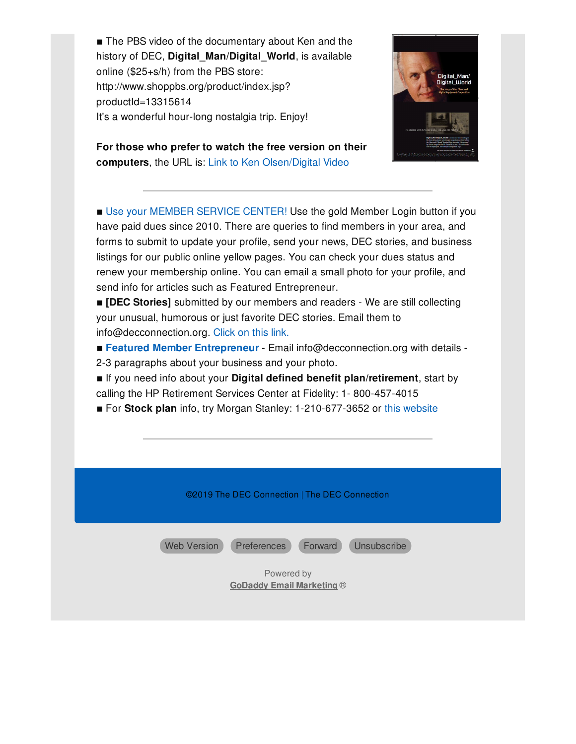■ The PBS video of the documentary about Ken and the history of DEC, **Digital_Man/Digital_World**, is available online ($25+s/h) from the PBS store: http://www.shoppbs.org/product/index.jsp?productId=13315614
It's a wonderful hour-long nostalgia trip. Enjoy!

**For those who prefer to watch the free version on their computers**, the URL is: Link to Ken Olsen/Digital Video

---

■ Use your MEMBER SERVICE CENTER! Use the gold Member Login button if you have paid dues since 2010. There are queries to find members in your area, and forms to submit to update your profile, send your news, DEC stories, and business listings for our public online yellow pages. You can check your dues status and renew your membership online. You can email a small photo for your profile, and send info for articles such as Featured Entrepreneur.

■ **[DEC Stories]** submitted by our members and readers - We are still collecting your unusual, humorous or just favorite DEC stories. Email them to info@decconnection.org. Click on this link.

■ **Featured Member Entrepreneur** - Email info@decconnection.org with details - 2-3 paragraphs about your business and your photo.

■ If you need info about your **Digital defined benefit plan/retirement**, start by calling the HP Retirement Services Center at Fidelity: 1- 800-457-4015

■ For **Stock plan** info, try Morgan Stanley: 1-210-677-3652 or this website

---

©2019 The DEC Connection | The DEC Connection

Web Version Preferences Forward Unsubscribe

Powered by
GoDaddy Email Marketing ®